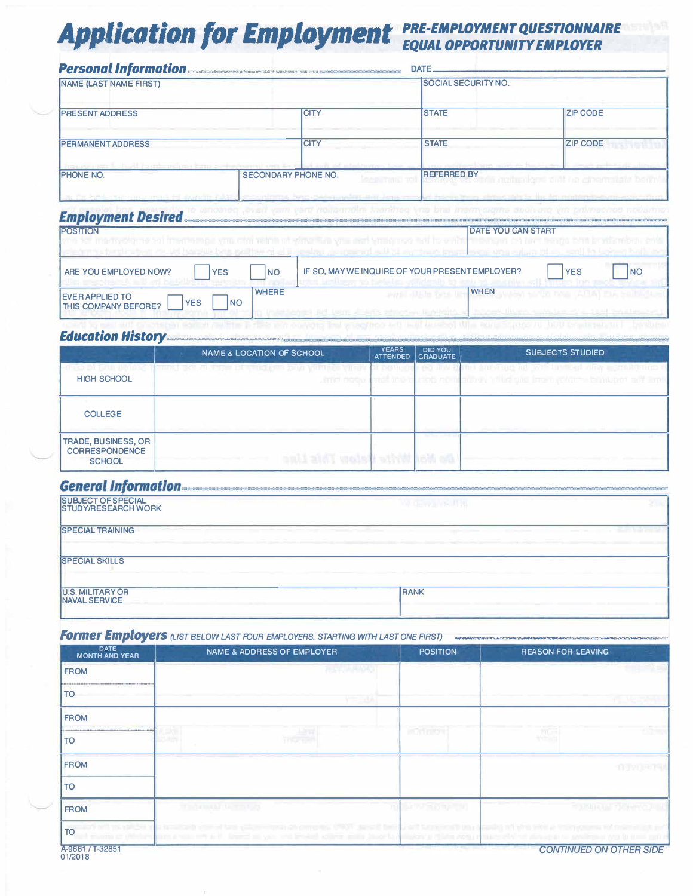# Application for Employment

**PRE-EMPLOYMENT QUESTIONNAIRE**
**EQUAL OPPORTUNITY EMPLOYER**

## Personal Information

DATE

| NAME (LAST NAME FIRST) | | SOCIAL SECURITY NO. | |
|---|---|---|---|
| PRESENT ADDRESS | CITY | STATE | ZIP CODE |
| PERMANENT ADDRESS | CITY | STATE | ZIP CODE |
| PHONE NO. | SECONDARY PHONE NO. | REFERRED BY | |

## Employment Desired

| POSITION | | DATE YOU CAN START |
|---|---|---|
| ARE YOU EMPLOYED NOW? ☐ YES ☐ NO | IF SO, MAY WE INQUIRE OF YOUR PRESENT EMPLOYER? ☐ YES ☐ NO | |
| EVER APPLIED TO THIS COMPANY BEFORE? ☐ YES ☐ NO | WHERE | WHEN |

## Education History

| | NAME & LOCATION OF SCHOOL | YEARS ATTENDED | DID YOU GRADUATE | SUBJECTS STUDIED |
|---|---|---|---|---|
| HIGH SCHOOL | | | | |
| COLLEGE | | | | |
| TRADE, BUSINESS, OR CORRESPONDENCE SCHOOL | | | | |

## General Information

| SUBJECT OF SPECIAL STUDY/RESEARCH WORK | |
|---|---|
| SPECIAL TRAINING | |
| SPECIAL SKILLS | |
| U.S. MILITARY OR NAVAL SERVICE | RANK |

## Former Employers *(LIST BELOW LAST FOUR EMPLOYERS, STARTING WITH LAST ONE FIRST)*

| DATE MONTH AND YEAR | NAME & ADDRESS OF EMPLOYER | POSITION | REASON FOR LEAVING |
|---|---|---|---|
| FROM | | | |
| TO | | | |
| FROM | | | |
| TO | | | |
| FROM | | | |
| TO | | | |
| FROM | | | |
| TO | | | |

A-9661 / T-32851
01/2018

*CONTINUED ON OTHER SIDE*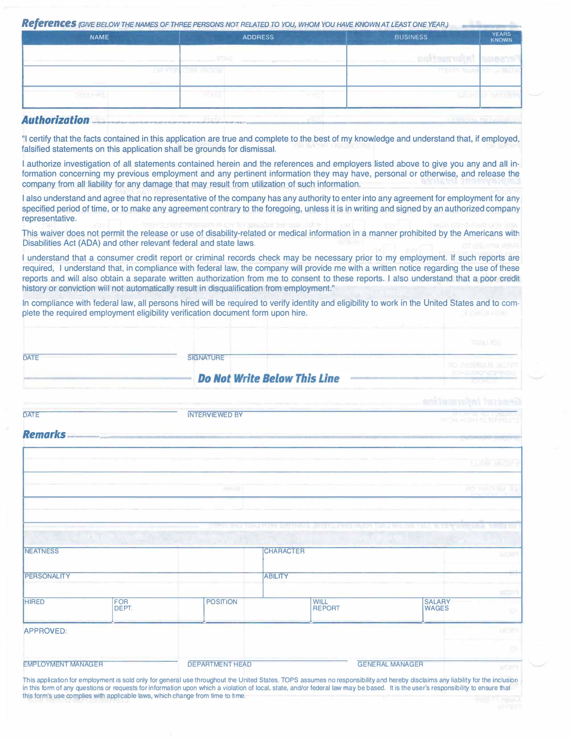## References (GIVE BELOW THE NAMES OF THREE PERSONS NOT RELATED TO YOU, WHOM YOU HAVE KNOWN AT LEAST ONE YEAR.)

| NAME | ADDRESS | BUSINESS | YEARS KNOWN |
|---|---|---|---|
| | | | |
| | | | |
| | | | |

## Authorization

"I certify that the facts contained in this application are true and complete to the best of my knowledge and understand that, if employed, falsified statements on this application shall be grounds for dismissal.

I authorize investigation of all statements contained herein and the references and employers listed above to give you any and all information concerning my previous employment and any pertinent information they may have, personal or otherwise, and release the company from all liability for any damage that may result from utilization of such information.

I also understand and agree that no representative of the company has any authority to enter into any agreement for employment for any specified period of time, or to make any agreement contrary to the foregoing, unless it is in writing and signed by an authorized company representative.

This waiver does not permit the release or use of disability-related or medical information in a manner prohibited by the Americans with Disabilities Act (ADA) and other relevant federal and state laws.

I understand that a consumer credit report or criminal records check may be necessary prior to my employment. If such reports are required, I understand that, in compliance with federal law, the company will provide me with a written notice regarding the use of these reports and will also obtain a separate written authorization from me to consent to these reports. I also understand that a poor credit history or conviction will not automatically result in disqualification from employment."

In compliance with federal law, all persons hired will be required to verify identity and eligibility to work in the United States and to complete the required employment eligibility verification document form upon hire.

DATE ____________________ SIGNATURE ____________________

## Do Not Write Below This Line

DATE ____________________ INTERVIEWED BY ____________________

## Remarks

| | |
|---|---|
| | |
| | |
| | |
| NEATNESS | CHARACTER |
| PERSONALITY | ABILITY |

| HIRED | FOR DEPT. | POSITION | WILL REPORT | SALARY WAGES |
|---|---|---|---|---|
| | | | | |

APPROVED:

EMPLOYMENT MANAGER ____________________ DEPARTMENT HEAD ____________________ GENERAL MANAGER ____________________

This application for employment is sold only for general use throughout the United States. TOPS assumes no responsibility and hereby disclaims any liability for the inclusion in this form of any questions or requests for information upon which a violation of local, state, and/or federal law may be based. It is the user's responsibility to ensure that this form's use complies with applicable laws, which change from time to time.